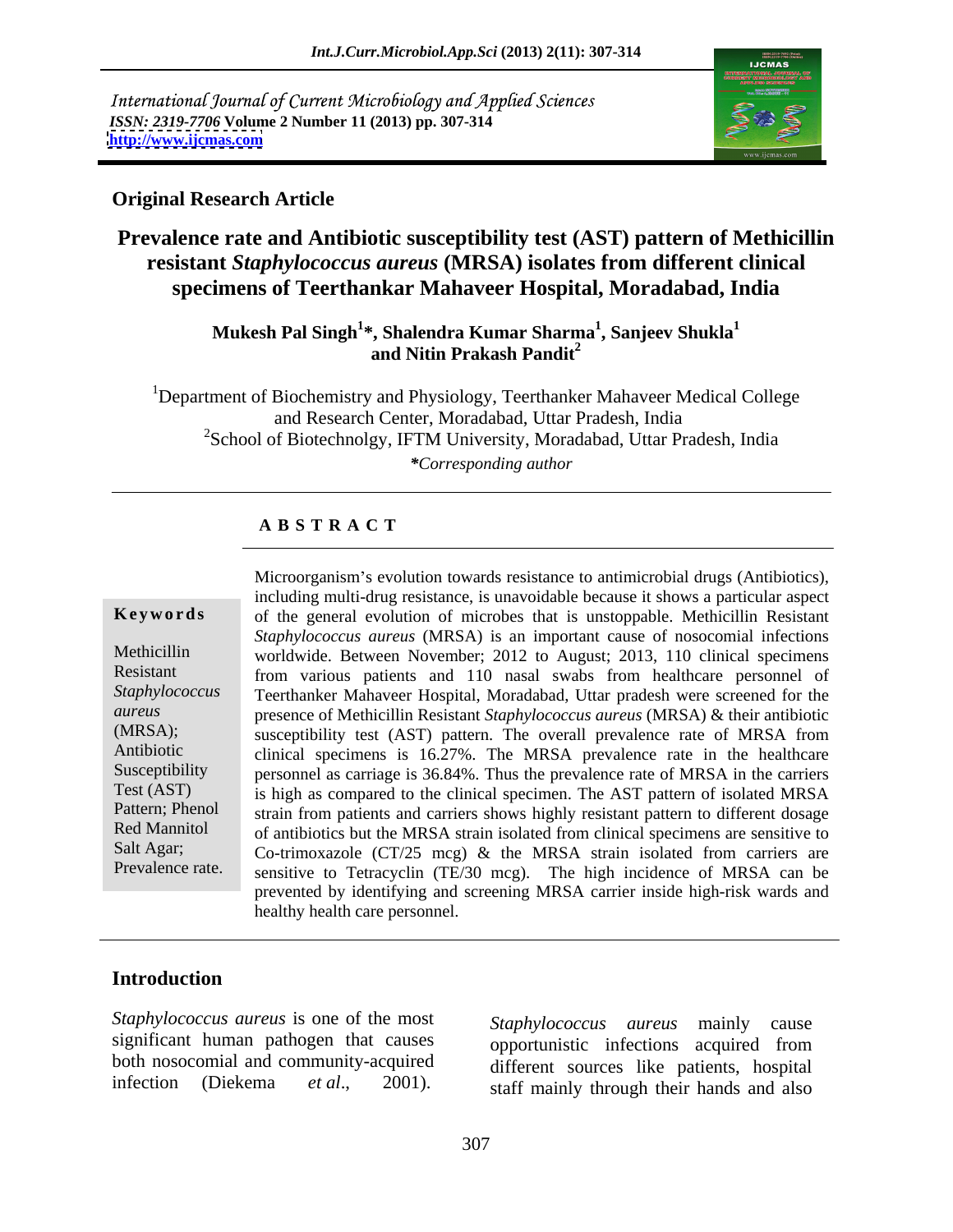International Journal of Current Microbiology and Applied Sciences
*ISSN: 2319-7706* **Volume 2 Number 11 (2013) pp. 307-314**
**http://www.ijcmas.com**

**Original Research Article**

# Prevalence rate and Antibiotic susceptibility test (AST) pattern of Methicillin resistant *Staphylococcus aureus* (MRSA) isolates from different clinical specimens of Teerthankar Mahaveer Hospital, Moradabad, India

**Mukesh Pal Singh[1]*, Shalendra Kumar Sharma[1], Sanjeev Shukla[1] and Nitin Prakash Pandit[2]**

[1]Department of Biochemistry and Physiology, Teerthanker Mahaveer Medical College and Research Center, Moradabad, Uttar Pradesh, India
[2]School of Biotechnolgy, IFTM University, Moradabad, Uttar Pradesh, India
*\*Corresponding author*

## A B S T R A C T

**Keywords**

Methicillin Resistant *Staphylococcus aureus* (MRSA); Antibiotic Susceptibility Test (AST) Pattern; Phenol Red Mannitol Salt Agar; Prevalence rate.

Microorganism's evolution towards resistance to antimicrobial drugs (Antibiotics), including multi-drug resistance, is unavoidable because it shows a particular aspect of the general evolution of microbes that is unstoppable. Methicillin Resistant *Staphylococcus aureus* (MRSA) is an important cause of nosocomial infections worldwide. Between November; 2012 to August; 2013, 110 clinical specimens from various patients and 110 nasal swabs from healthcare personnel of Teerthanker Mahaveer Hospital, Moradabad, Uttar pradesh were screened for the presence of Methicillin Resistant *Staphylococcus aureus* (MRSA) & their antibiotic susceptibility test (AST) pattern. The overall prevalence rate of MRSA from clinical specimens is 16.27%. The MRSA prevalence rate in the healthcare personnel as carriage is 36.84%. Thus the prevalence rate of MRSA in the carriers is high as compared to the clinical specimen. The AST pattern of isolated MRSA strain from patients and carriers shows highly resistant pattern to different dosage of antibiotics but the MRSA strain isolated from clinical specimens are sensitive to Co-trimoxazole (CT/25 mcg) & the MRSA strain isolated from carriers are sensitive to Tetracyclin (TE/30 mcg). The high incidence of MRSA can be prevented by identifying and screening MRSA carrier inside high-risk wards and healthy health care personnel.

## Introduction

*Staphylococcus aureus* is one of the most significant human pathogen that causes both nosocomial and community-acquired infection (Diekema *et al*., 2001). *Staphylococcus aureus* mainly cause opportunistic infections acquired from different sources like patients, hospital staff mainly through their hands and also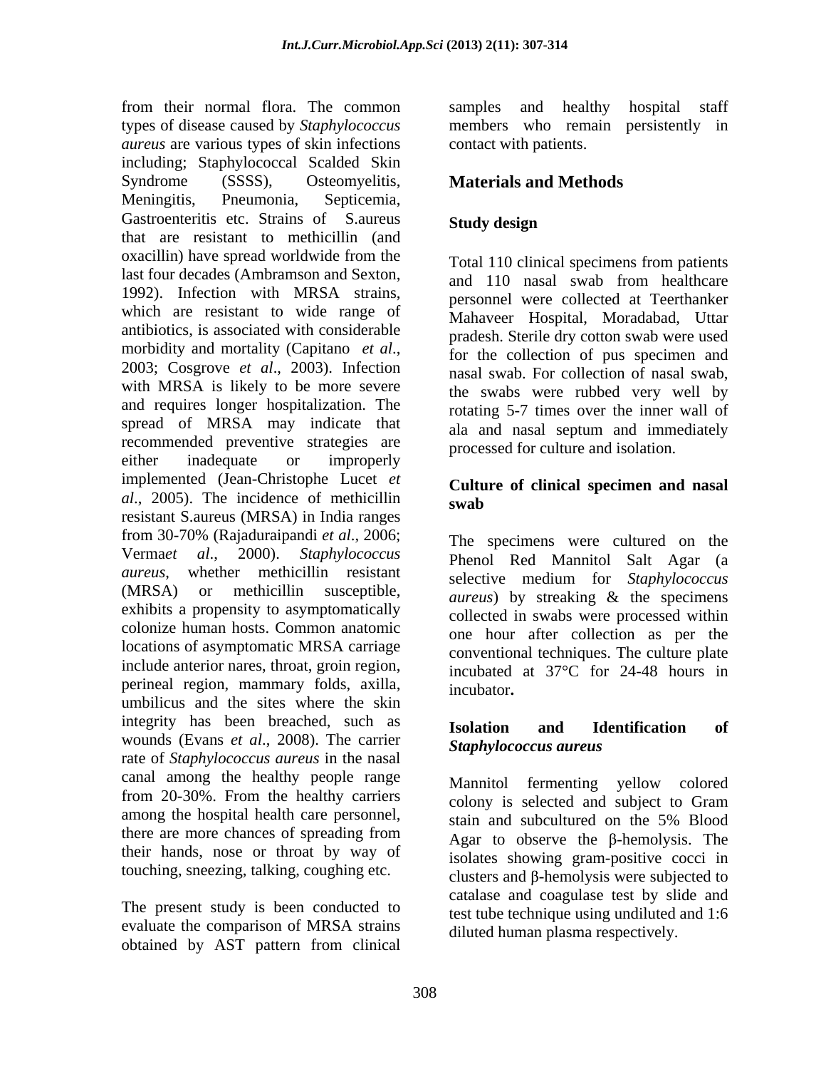from their normal flora. The common types of disease caused by *Staphylococcus aureus* are various types of skin infections including; Staphylococcal Scalded Skin Syndrome (SSSS), Osteomyelitis, Meningitis, Pneumonia, Septicemia, Gastroenteritis etc. Strains of S.aureus that are resistant to methicillin (and oxacillin) have spread worldwide from the last four decades (Ambramson and Sexton, 1992). Infection with MRSA strains, which are resistant to wide range of antibiotics, is associated with considerable morbidity and mortality (Capitano *et al*., 2003; Cosgrove *et al*., 2003). Infection with MRSA is likely to be more severe and requires longer hospitalization. The spread of MRSA may indicate that recommended preventive strategies are either inadequate or improperly implemented (Jean-Christophe Lucet *et al*., 2005). The incidence of methicillin resistant S.aureus (MRSA) in India ranges from 30-70% (Rajaduraipandi *et al*., 2006; Verma*et al*., 2000). *Staphylococcus aureus*, whether methicillin resistant (MRSA) or methicillin susceptible, exhibits a propensity to asymptomatically colonize human hosts. Common anatomic locations of asymptomatic MRSA carriage include anterior nares, throat, groin region, perineal region, mammary folds, axilla, umbilicus and the sites where the skin integrity has been breached, such as wounds (Evans *et al*., 2008). The carrier rate of *Staphylococcus aureus* in the nasal canal among the healthy people range from 20-30%. From the healthy carriers among the hospital health care personnel, there are more chances of spreading from their hands, nose or throat by way of touching, sneezing, talking, coughing etc.

The present study is been conducted to evaluate the comparison of MRSA strains obtained by AST pattern from clinical samples and healthy hospital staff members who remain persistently in contact with patients.

## Materials and Methods

### Study design

Total 110 clinical specimens from patients and 110 nasal swab from healthcare personnel were collected at Teerthanker Mahaveer Hospital, Moradabad, Uttar pradesh. Sterile dry cotton swab were used for the collection of pus specimen and nasal swab. For collection of nasal swab, the swabs were rubbed very well by rotating 5-7 times over the inner wall of ala and nasal septum and immediately processed for culture and isolation.

### Culture of clinical specimen and nasal swab

The specimens were cultured on the Phenol Red Mannitol Salt Agar (a selective medium for *Staphylococcus aureus*) by streaking & the specimens collected in swabs were processed within one hour after collection as per the conventional techniques. The culture plate incubated at 37°C for 24-48 hours in incubator**.**

### Isolation and Identification of *Staphylococcus aureus*

Mannitol fermenting yellow colored colony is selected and subject to Gram stain and subcultured on the 5% Blood Agar to observe the β-hemolysis. The isolates showing gram-positive cocci in clusters and β-hemolysis were subjected to catalase and coagulase test by slide and test tube technique using undiluted and 1:6 diluted human plasma respectively.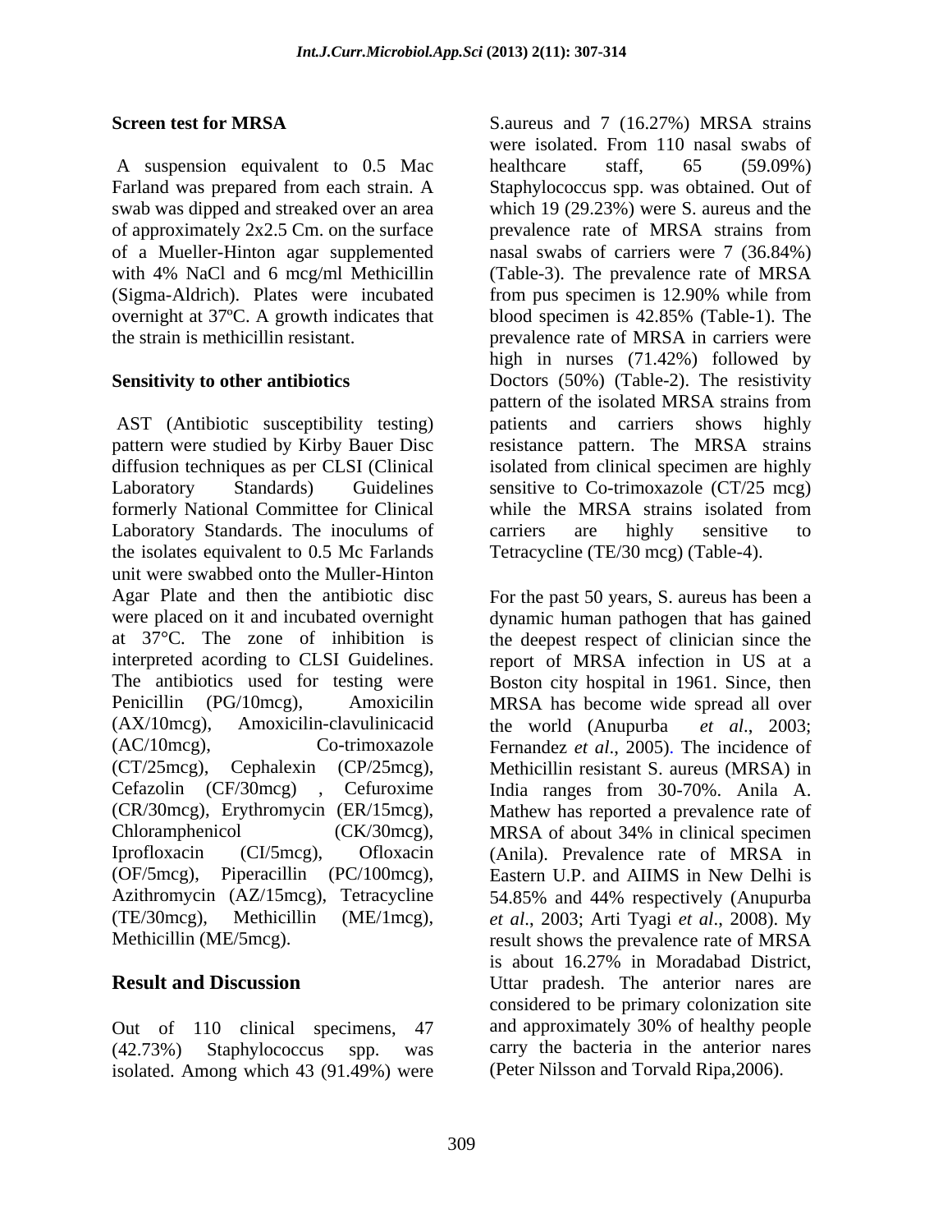### Screen test for MRSA

A suspension equivalent to 0.5 Mac Farland was prepared from each strain. A swab was dipped and streaked over an area of approximately 2x2.5 Cm. on the surface of a Mueller-Hinton agar supplemented with 4% NaCl and 6 mcg/ml Methicillin (Sigma-Aldrich). Plates were incubated overnight at 37ºC. A growth indicates that the strain is methicillin resistant.

### Sensitivity to other antibiotics

AST (Antibiotic susceptibility testing) pattern were studied by Kirby Bauer Disc diffusion techniques as per CLSI (Clinical Laboratory Standards) Guidelines formerly National Committee for Clinical Laboratory Standards. The inoculums of the isolates equivalent to 0.5 Mc Farlands unit were swabbed onto the Muller-Hinton Agar Plate and then the antibiotic disc were placed on it and incubated overnight at 37°C. The zone of inhibition is interpreted acording to CLSI Guidelines. The antibiotics used for testing were Penicillin (PG/10mcg), Amoxicilin (AX/10mcg), Amoxicilin-clavulinicacid (AC/10mcg), Co-trimoxazole (CT/25mcg), Cephalexin (CP/25mcg), Cefazolin (CF/30mcg) , Cefuroxime (CR/30mcg), Erythromycin (ER/15mcg), Chloramphenicol (CK/30mcg), Iprofloxacin (CI/5mcg), Ofloxacin (OF/5mcg), Piperacillin (PC/100mcg), Azithromycin (AZ/15mcg), Tetracycline (TE/30mcg), Methicillin (ME/1mcg), Methicillin (ME/5mcg).

## Result and Discussion

Out of 110 clinical specimens, 47 (42.73%) Staphylococcus spp. was isolated. Among which 43 (91.49%) were S.aureus and 7 (16.27%) MRSA strains were isolated. From 110 nasal swabs of healthcare staff, 65 (59.09%) Staphylococcus spp. was obtained. Out of which 19 (29.23%) were S. aureus and the prevalence rate of MRSA strains from nasal swabs of carriers were 7 (36.84%) (Table-3). The prevalence rate of MRSA from pus specimen is 12.90% while from blood specimen is 42.85% (Table-1). The prevalence rate of MRSA in carriers were high in nurses (71.42%) followed by Doctors (50%) (Table-2). The resistivity pattern of the isolated MRSA strains from patients and carriers shows highly resistance pattern. The MRSA strains isolated from clinical specimen are highly sensitive to Co-trimoxazole (CT/25 mcg) while the MRSA strains isolated from carriers are highly sensitive to Tetracycline (TE/30 mcg) (Table-4).

For the past 50 years, S. aureus has been a dynamic human pathogen that has gained the deepest respect of clinician since the report of MRSA infection in US at a Boston city hospital in 1961. Since, then MRSA has become wide spread all over the world (Anupurba *et al*., 2003; Fernandez *et al*., 2005). The incidence of Methicillin resistant S. aureus (MRSA) in India ranges from 30-70%. Anila A. Mathew has reported a prevalence rate of MRSA of about 34% in clinical specimen (Anila). Prevalence rate of MRSA in Eastern U.P. and AIIMS in New Delhi is 54.85% and 44% respectively (Anupurba *et al*., 2003; Arti Tyagi *et al*., 2008). My result shows the prevalence rate of MRSA is about 16.27% in Moradabad District, Uttar pradesh. The anterior nares are considered to be primary colonization site and approximately 30% of healthy people carry the bacteria in the anterior nares (Peter Nilsson and Torvald Ripa,2006).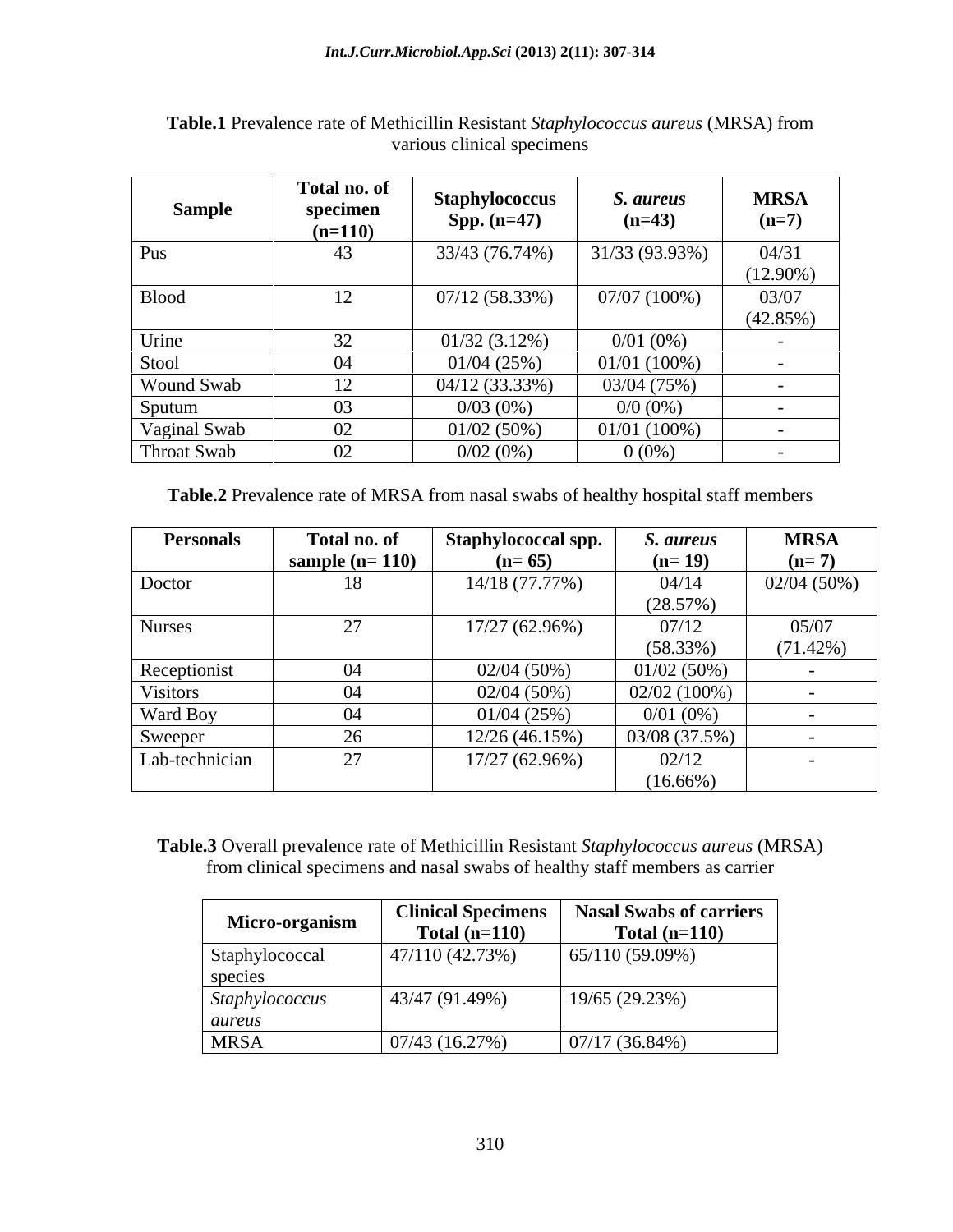**Table.1** Prevalence rate of Methicillin Resistant *Staphylococcus aureus* (MRSA) from various clinical specimens

| Sample | Total no. of specimen (n=110) | Staphylococcus Spp. (n=47) | *S. aureus* (n=43) | MRSA (n=7) |
|---|---|---|---|---|
| Pus | 43 | 33/43 (76.74%) | 31/33 (93.93%) | 04/31 (12.90%) |
| Blood | 12 | 07/12 (58.33%) | 07/07 (100%) | 03/07 (42.85%) |
| Urine | 32 | 01/32 (3.12%) | 0/01 (0%) | - |
| Stool | 04 | 01/04 (25%) | 01/01 (100%) | - |
| Wound Swab | 12 | 04/12 (33.33%) | 03/04 (75%) | - |
| Sputum | 03 | 0/03 (0%) | 0/0 (0%) | - |
| Vaginal Swab | 02 | 01/02 (50%) | 01/01 (100%) | - |
| Throat Swab | 02 | 0/02 (0%) | 0 (0%) | - |

**Table.2** Prevalence rate of MRSA from nasal swabs of healthy hospital staff members

| Personals | Total no. of sample (n= 110) | Staphylococcal spp. (n= 65) | *S. aureus* (n= 19) | MRSA (n= 7) |
|---|---|---|---|---|
| Doctor | 18 | 14/18 (77.77%) | 04/14 (28.57%) | 02/04 (50%) |
| Nurses | 27 | 17/27 (62.96%) | 07/12 (58.33%) | 05/07 (71.42%) |
| Receptionist | 04 | 02/04 (50%) | 01/02 (50%) | - |
| Visitors | 04 | 02/04 (50%) | 02/02 (100%) | - |
| Ward Boy | 04 | 01/04 (25%) | 0/01 (0%) | - |
| Sweeper | 26 | 12/26 (46.15%) | 03/08 (37.5%) | - |
| Lab-technician | 27 | 17/27 (62.96%) | 02/12 (16.66%) | - |

**Table.3** Overall prevalence rate of Methicillin Resistant *Staphylococcus aureus* (MRSA) from clinical specimens and nasal swabs of healthy staff members as carrier

| Micro-organism | Clinical Specimens Total (n=110) | Nasal Swabs of carriers Total (n=110) |
|---|---|---|
| Staphylococcal species | 47/110 (42.73%) | 65/110 (59.09%) |
| *Staphylococcus aureus* | 43/47 (91.49%) | 19/65 (29.23%) |
| MRSA | 07/43 (16.27%) | 07/17 (36.84%) |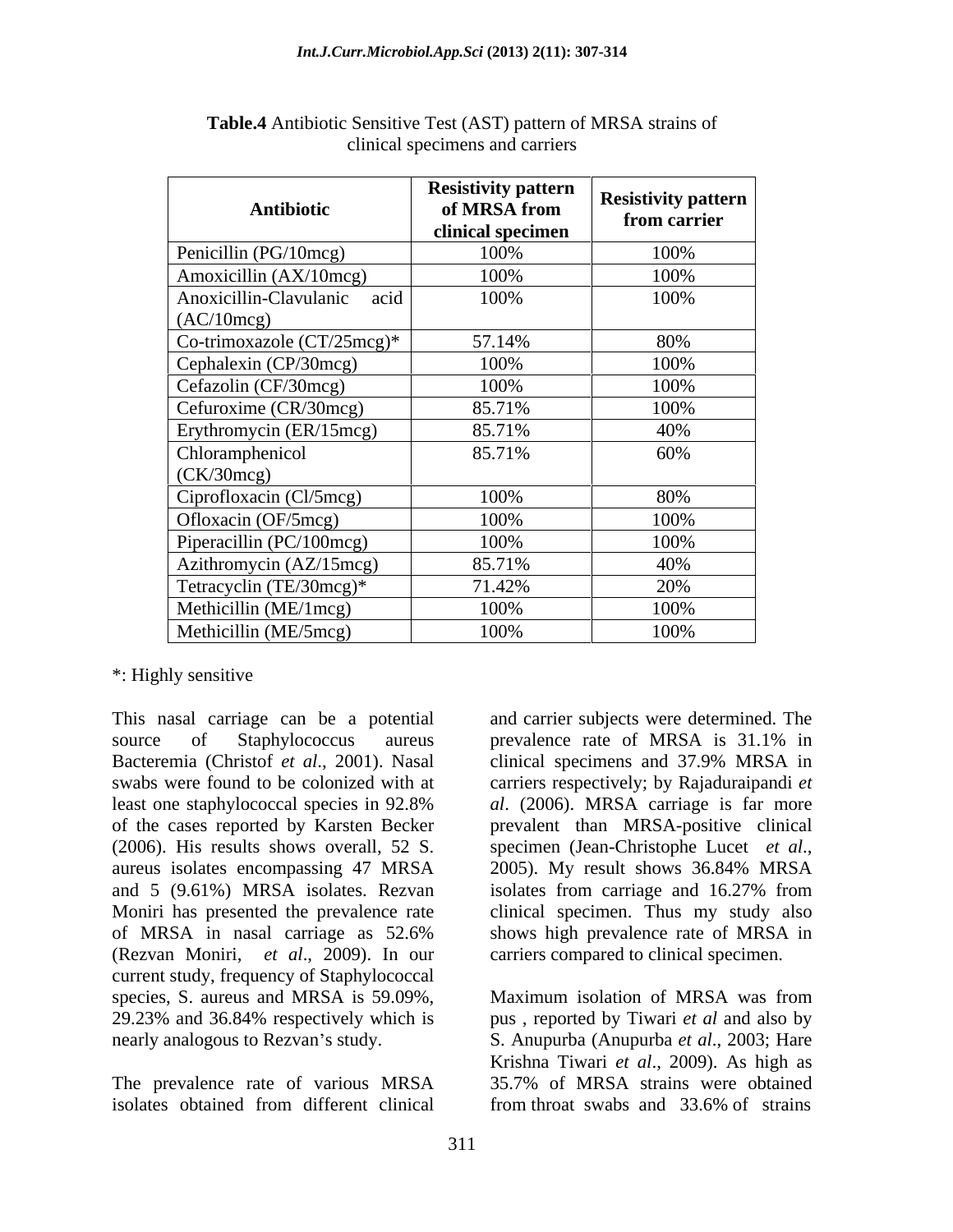**Table.4** Antibiotic Sensitive Test (AST) pattern of MRSA strains of clinical specimens and carriers

| Antibiotic | Resistivity pattern of MRSA from clinical specimen | Resistivity pattern from carrier |
|---|---|---|
| Penicillin (PG/10mcg) | 100% | 100% |
| Amoxicillin (AX/10mcg) | 100% | 100% |
| Anoxicillin-Clavulanic acid (AC/10mcg) | 100% | 100% |
| Co-trimoxazole (CT/25mcg)* | 57.14% | 80% |
| Cephalexin (CP/30mcg) | 100% | 100% |
| Cefazolin (CF/30mcg) | 100% | 100% |
| Cefuroxime (CR/30mcg) | 85.71% | 100% |
| Erythromycin (ER/15mcg) | 85.71% | 40% |
| Chloramphenicol (CK/30mcg) | 85.71% | 60% |
| Ciprofloxacin (Cl/5mcg) | 100% | 80% |
| Ofloxacin (OF/5mcg) | 100% | 100% |
| Piperacillin (PC/100mcg) | 100% | 100% |
| Azithromycin (AZ/15mcg) | 85.71% | 40% |
| Tetracyclin (TE/30mcg)* | 71.42% | 20% |
| Methicillin (ME/1mcg) | 100% | 100% |
| Methicillin (ME/5mcg) | 100% | 100% |

*: Highly sensitive

This nasal carriage can be a potential source of Staphylococcus aureus Bacteremia (Christof *et al*., 2001). Nasal swabs were found to be colonized with at least one staphylococcal species in 92.8% of the cases reported by Karsten Becker (2006). His results shows overall, 52 S. aureus isolates encompassing 47 MRSA and 5 (9.61%) MRSA isolates. Rezvan Moniri has presented the prevalence rate of MRSA in nasal carriage as 52.6% (Rezvan Moniri, *et al*., 2009). In our current study, frequency of Staphylococcal species, S. aureus and MRSA is 59.09%, 29.23% and 36.84% respectively which is nearly analogous to Rezvan's study.

The prevalence rate of various MRSA isolates obtained from different clinical and carrier subjects were determined. The prevalence rate of MRSA is 31.1% in clinical specimens and 37.9% MRSA in carriers respectively; by Rajaduraipandi *et al*. (2006). MRSA carriage is far more prevalent than MRSA-positive clinical specimen (Jean-Christophe Lucet *et al*., 2005). My result shows 36.84% MRSA isolates from carriage and 16.27% from clinical specimen. Thus my study also shows high prevalence rate of MRSA in carriers compared to clinical specimen.

Maximum isolation of MRSA was from pus , reported by Tiwari *et al* and also by S. Anupurba (Anupurba *et al*., 2003; Hare Krishna Tiwari *et al*., 2009). As high as 35.7% of MRSA strains were obtained from throat swabs and 33.6% of strains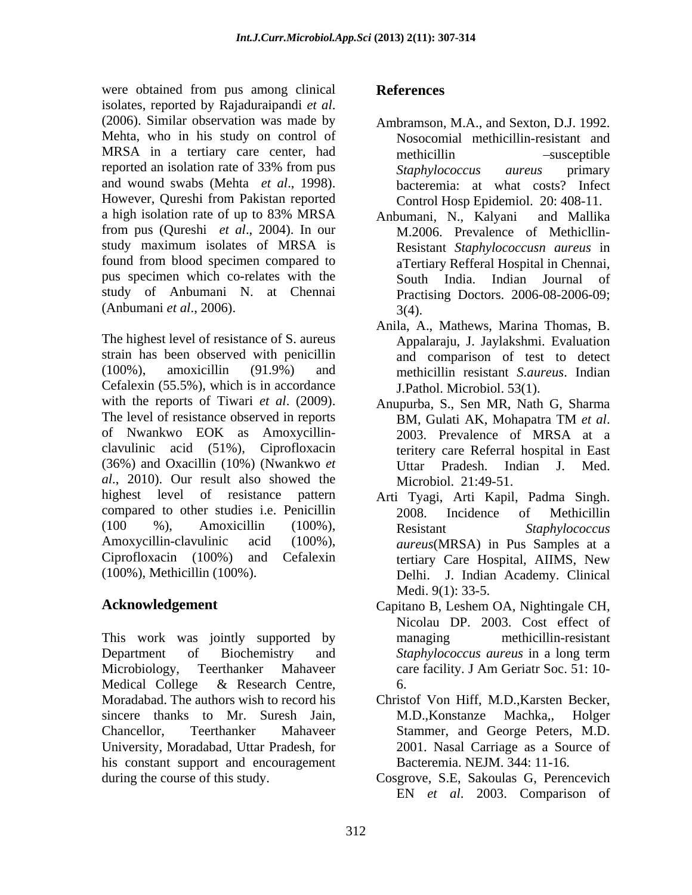were obtained from pus among clinical isolates, reported by Rajaduraipandi *et al*. (2006). Similar observation was made by Mehta, who in his study on control of MRSA in a tertiary care center, had reported an isolation rate of 33% from pus and wound swabs (Mehta *et al*., 1998). However, Qureshi from Pakistan reported a high isolation rate of up to 83% MRSA from pus (Qureshi *et al*., 2004). In our study maximum isolates of MRSA is found from blood specimen compared to pus specimen which co-relates with the study of Anbumani N. at Chennai (Anbumani *et al*., 2006).

The highest level of resistance of S. aureus strain has been observed with penicillin (100%), amoxicillin (91.9%) and Cefalexin (55.5%), which is in accordance with the reports of Tiwari *et al*. (2009). The level of resistance observed in reports of Nwankwo EOK as Amoxycillin-clavulinic acid (51%), Ciprofloxacin (36%) and Oxacillin (10%) (Nwankwo *et al*., 2010). Our result also showed the highest level of resistance pattern compared to other studies i.e. Penicillin (100 %), Amoxicillin (100%), Amoxycillin-clavulinic acid (100%), Ciprofloxacin (100%) and Cefalexin (100%), Methicillin (100%).

## Acknowledgement

This work was jointly supported by Department of Biochemistry and Microbiology, Teerthanker Mahaveer Medical College & Research Centre, Moradabad. The authors wish to record his sincere thanks to Mr. Suresh Jain, Chancellor, Teerthanker Mahaveer University, Moradabad, Uttar Pradesh, for his constant support and encouragement during the course of this study.

## References

Ambramson, M.A., and Sexton, D.J. 1992. Nosocomial methicillin-resistant and methicillin –susceptible *Staphylococcus aureus* primary bacteremia: at what costs? Infect Control Hosp Epidemiol. 20: 408-11.

Anbumani, N., Kalyani and Mallika M.2006. Prevalence of Methicllin-Resistant *Staphylococcusn aureus* in aTertiary Refferal Hospital in Chennai, South India. Indian Journal of Practising Doctors. 2006-08-2006-09; 3(4).

Anila, A., Mathews, Marina Thomas, B. Appalaraju, J. Jaylakshmi. Evaluation and comparison of test to detect methicillin resistant *S.aureus*. Indian J.Pathol. Microbiol. 53(1).

Anupurba, S., Sen MR, Nath G, Sharma BM, Gulati AK, Mohapatra TM *et al*. 2003. Prevalence of MRSA at a teritery care Referral hospital in East Uttar Pradesh. Indian J. Med. Microbiol. 21:49-51.

Arti Tyagi, Arti Kapil, Padma Singh. 2008. Incidence of Methicillin Resistant *Staphylococcus aureus*(MRSA) in Pus Samples at a tertiary Care Hospital, AIIMS, New Delhi. J. Indian Academy. Clinical Medi. 9(1): 33-5.

Capitano B, Leshem OA, Nightingale CH, Nicolau DP. 2003. Cost effect of managing methicillin-resistant *Staphylococcus aureus* in a long term care facility. J Am Geriatr Soc. 51: 10-6.

Christof Von Hiff, M.D.,Karsten Becker, M.D.,Konstanze Machka,, Holger Stammer, and George Peters, M.D. 2001. Nasal Carriage as a Source of Bacteremia. NEJM. 344: 11-16.

Cosgrove, S.E, Sakoulas G, Perencevich EN *et al.* 2003. Comparison of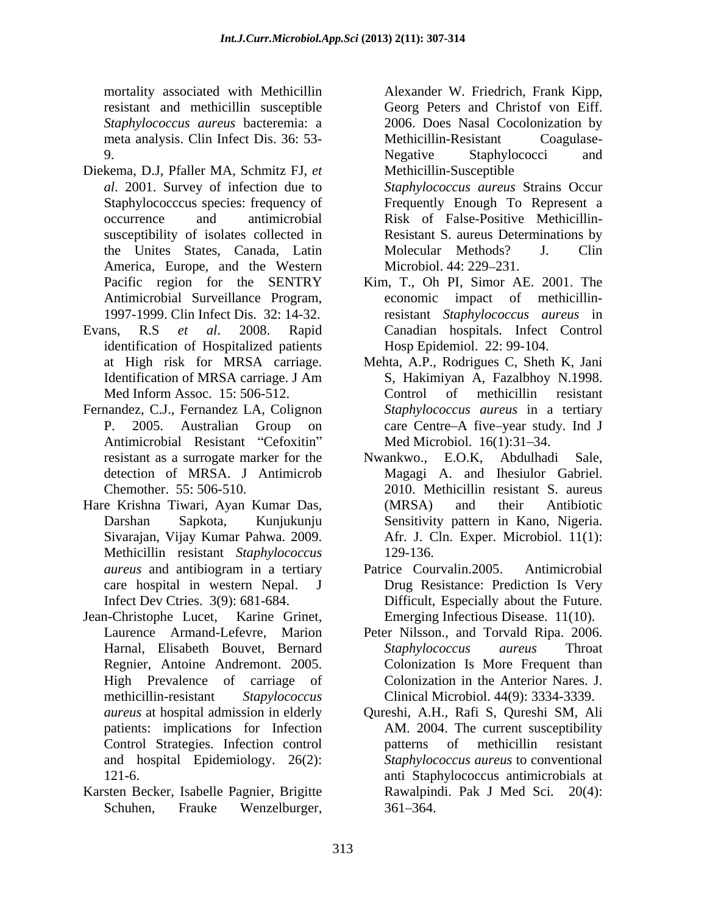mortality associated with Methicillin resistant and methicillin susceptible *Staphylococcus aureus* bacteremia: a meta analysis. Clin Infect Dis. 36: 53-9.

Diekema, D.J, Pfaller MA, Schmitz FJ, *et al*. 2001. Survey of infection due to Staphylococccus species: frequency of occurrence and antimicrobial susceptibility of isolates collected in the Unites States, Canada, Latin America, Europe, and the Western Pacific region for the SENTRY Antimicrobial Surveillance Program, 1997-1999. Clin Infect Dis. 32: 14-32.

Evans, R.S *et al*. 2008. Rapid identification of Hospitalized patients at High risk for MRSA carriage. Identification of MRSA carriage. J Am Med Inform Assoc. 15: 506-512.

Fernandez, C.J., Fernandez LA, Colignon P. 2005. Australian Group on Antimicrobial Resistant "Cefoxitin" resistant as a surrogate marker for the detection of MRSA. J Antimicrob Chemother. 55: 506-510.

Hare Krishna Tiwari, Ayan Kumar Das, Darshan Sapkota, Kunjukunju Sivarajan, Vijay Kumar Pahwa. 2009. Methicillin resistant *Staphylococcus aureus* and antibiogram in a tertiary care hospital in western Nepal. J Infect Dev Ctries. 3(9): 681-684.

Jean-Christophe Lucet, Karine Grinet, Laurence Armand-Lefevre, Marion Harnal, Elisabeth Bouvet, Bernard Regnier, Antoine Andremont. 2005. High Prevalence of carriage of methicillin-resistant *Stapylococcus aureus* at hospital admission in elderly patients: implications for Infection Control Strategies. Infection control and hospital Epidemiology. 26(2): 121-6.

Karsten Becker, Isabelle Pagnier, Brigitte Schuhen, Frauke Wenzelburger, Alexander W. Friedrich, Frank Kipp, Georg Peters and Christof von Eiff. 2006. Does Nasal Cocolonization by Methicillin-Resistant Coagulase-Negative Staphylococci and Methicillin-Susceptible *Staphylococcus aureus* Strains Occur Frequently Enough To Represent a Risk of False-Positive Methicillin-Resistant S. aureus Determinations by Molecular Methods? J. Clin Microbiol. 44: 229–231.

Kim, T., Oh PI, Simor AE. 2001. The economic impact of methicillin-resistant *Staphylococcus aureus* in Canadian hospitals. Infect Control Hosp Epidemiol. 22: 99-104.

Mehta, A.P., Rodrigues C, Sheth K, Jani S, Hakimiyan A, Fazalbhoy N.1998. Control of methicillin resistant *Staphylococcus aureus* in a tertiary care Centre–A five–year study. Ind J Med Microbiol. 16(1):31–34.

Nwankwo., E.O.K, Abdulhadi Sale, Magagi A. and Ihesiulor Gabriel. 2010. Methicillin resistant S. aureus (MRSA) and their Antibiotic Sensitivity pattern in Kano, Nigeria. Afr. J. Cln. Exper. Microbiol. 11(1): 129-136.

Patrice Courvalin.2005. Antimicrobial Drug Resistance: Prediction Is Very Difficult, Especially about the Future. Emerging Infectious Disease. 11(10).

Peter Nilsson., and Torvald Ripa. 2006. *Staphylococcus aureus* Throat Colonization Is More Frequent than Colonization in the Anterior Nares. J. Clinical Microbiol. 44(9): 3334-3339.

Qureshi, A.H., Rafi S, Qureshi SM, Ali AM. 2004. The current susceptibility patterns of methicillin resistant *Staphylococcus aureus* to conventional anti Staphylococcus antimicrobials at Rawalpindi. Pak J Med Sci. 20(4): 361–364.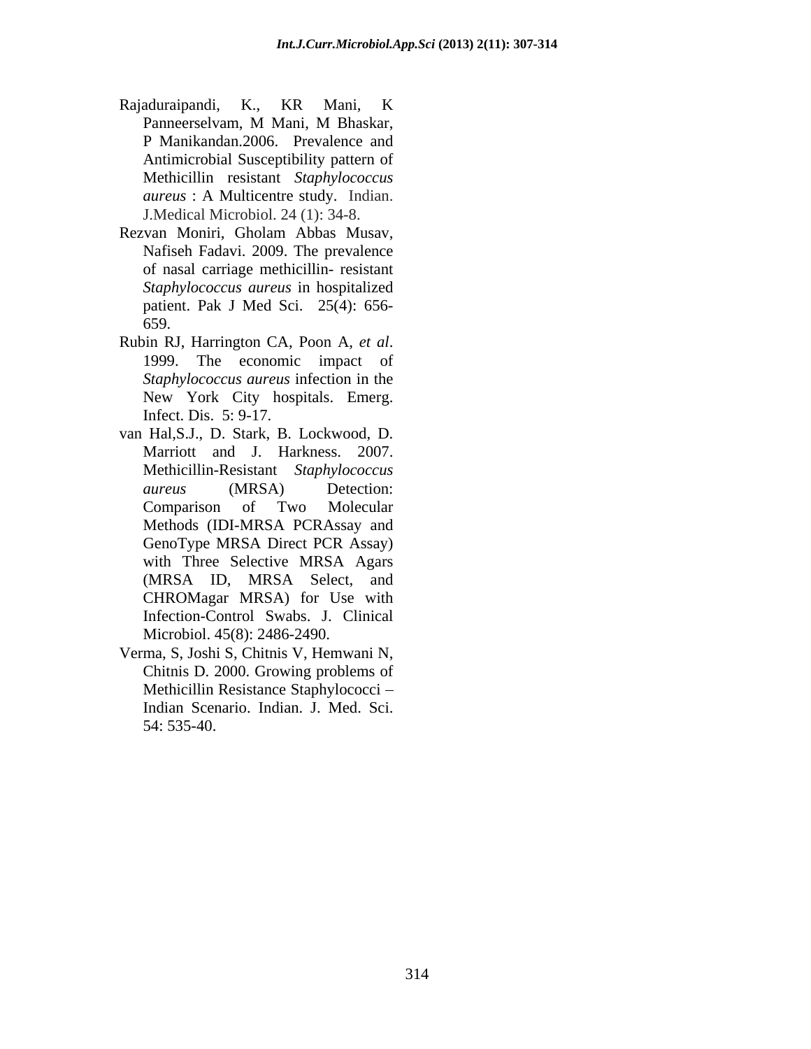Rajaduraipandi, K., KR Mani, K Panneerselvam, M Mani, M Bhaskar, P Manikandan.2006. Prevalence and Antimicrobial Susceptibility pattern of Methicillin resistant *Staphylococcus aureus* : A Multicentre study. Indian. J.Medical Microbiol. 24 (1): 34-8.

Rezvan Moniri, Gholam Abbas Musav, Nafiseh Fadavi. 2009. The prevalence of nasal carriage methicillin- resistant *Staphylococcus aureus* in hospitalized patient. Pak J Med Sci. 25(4): 656-659.

Rubin RJ, Harrington CA, Poon A, *et al*. 1999. The economic impact of *Staphylococcus aureus* infection in the New York City hospitals. Emerg. Infect. Dis. 5: 9-17.

van Hal,S.J., D. Stark, B. Lockwood, D. Marriott and J. Harkness. 2007. Methicillin-Resistant *Staphylococcus aureus* (MRSA) Detection: Comparison of Two Molecular Methods (IDI-MRSA PCRAssay and GenoType MRSA Direct PCR Assay) with Three Selective MRSA Agars (MRSA ID, MRSA Select, and CHROMagar MRSA) for Use with Infection-Control Swabs. J. Clinical Microbiol. 45(8): 2486-2490.

Verma, S, Joshi S, Chitnis V, Hemwani N, Chitnis D. 2000. Growing problems of Methicillin Resistance Staphylococci – Indian Scenario. Indian. J. Med. Sci. 54: 535-40.